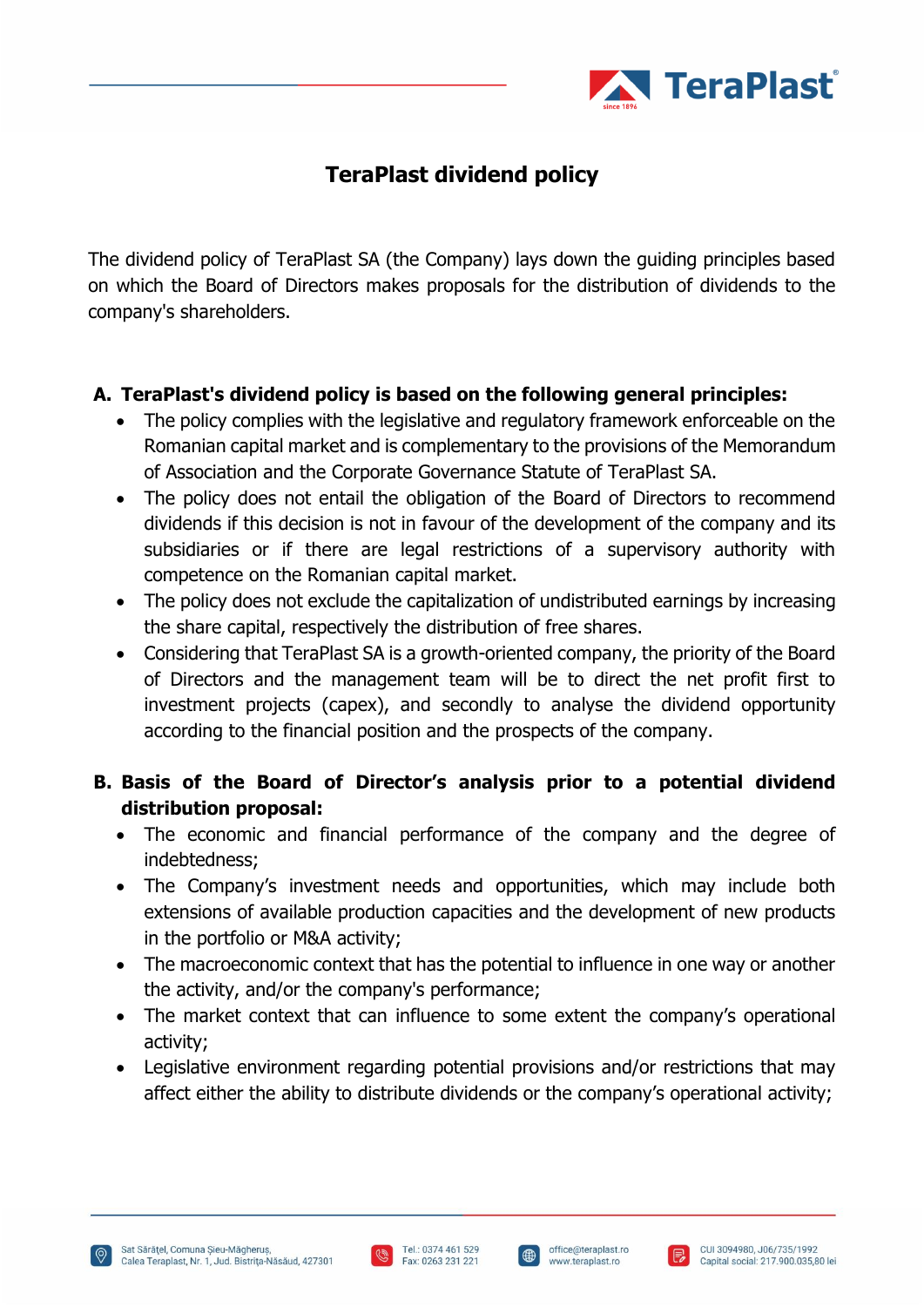# TeraPlast dividend policy

The dividend policy of TeraPlast SA (the Company) lays down the guiding principles based on which the Board of Directors makes proposals for the distribution of dividends to the company's shareholders.

**A. TeraPlast's dividend policy is based on the following general principles:**

- The policy complies with the legislative and regulatory framework enforceable on the Romanian capital market and is complementary to the provisions of the Memorandum of Association and the Corporate Governance Statute of TeraPlast SA.
- The policy does not entail the obligation of the Board of Directors to recommend dividends if this decision is not in favour of the development of the company and its subsidiaries or if there are legal restrictions of a supervisory authority with competence on the Romanian capital market.
- The policy does not exclude the capitalization of undistributed earnings by increasing the share capital, respectively the distribution of free shares.
- Considering that TeraPlast SA is a growth-oriented company, the priority of the Board of Directors and the management team will be to direct the net profit first to investment projects (capex), and secondly to analyse the dividend opportunity according to the financial position and the prospects of the company.

**B. Basis of the Board of Director's analysis prior to a potential dividend distribution proposal:**

- The economic and financial performance of the company and the degree of indebtedness;
- The Company's investment needs and opportunities, which may include both extensions of available production capacities and the development of new products in the portfolio or M&A activity;
- The macroeconomic context that has the potential to influence in one way or another the activity, and/or the company's performance;
- The market context that can influence to some extent the company's operational activity;
- Legislative environment regarding potential provisions and/or restrictions that may affect either the ability to distribute dividends or the company's operational activity;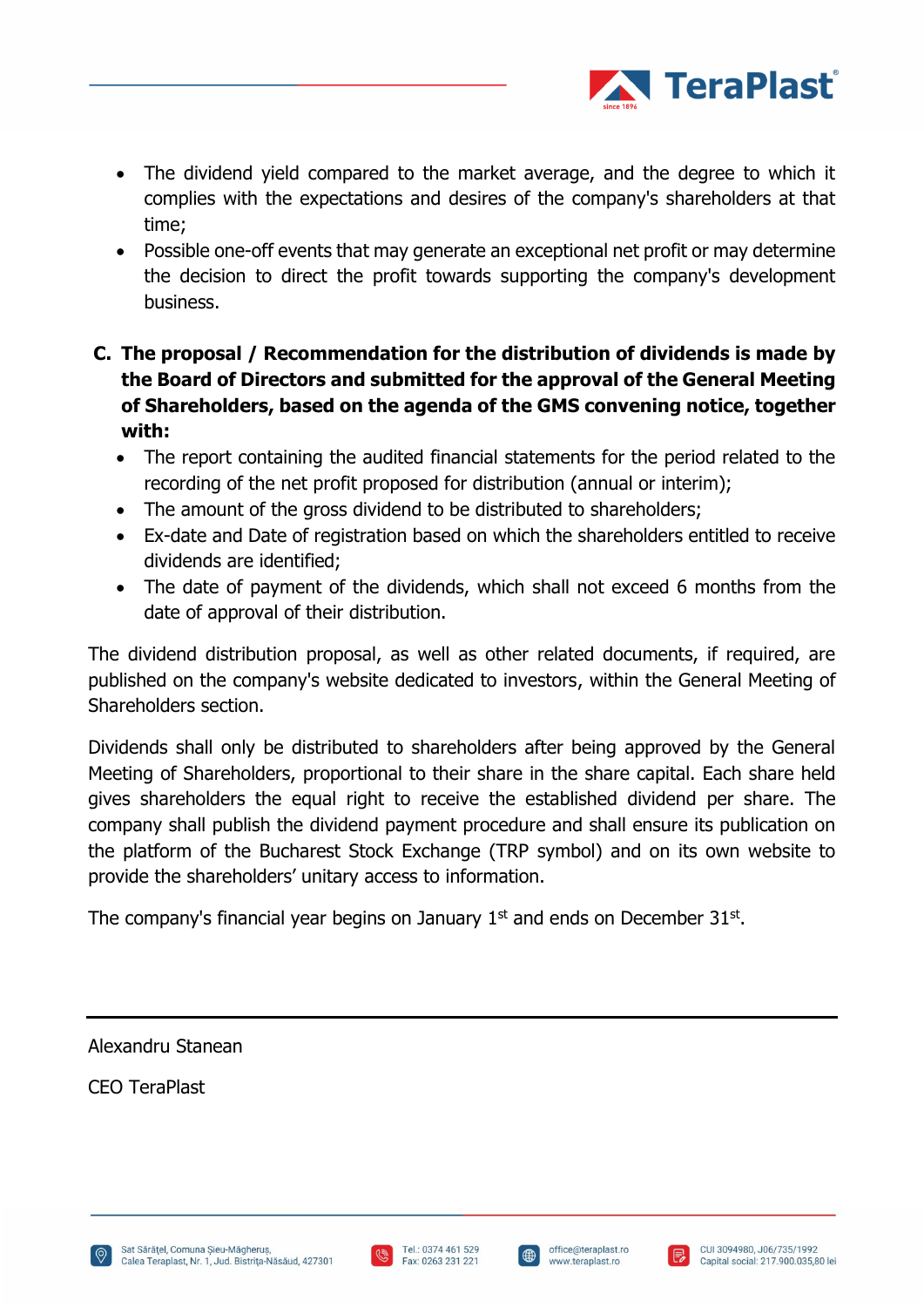- The dividend yield compared to the market average, and the degree to which it complies with the expectations and desires of the company's shareholders at that time;
- Possible one-off events that may generate an exceptional net profit or may determine the decision to direct the profit towards supporting the company's development business.

**C. The proposal / Recommendation for the distribution of dividends is made by the Board of Directors and submitted for the approval of the General Meeting of Shareholders, based on the agenda of the GMS convening notice, together with:**

- The report containing the audited financial statements for the period related to the recording of the net profit proposed for distribution (annual or interim);
- The amount of the gross dividend to be distributed to shareholders;
- Ex-date and Date of registration based on which the shareholders entitled to receive dividends are identified;
- The date of payment of the dividends, which shall not exceed 6 months from the date of approval of their distribution.

The dividend distribution proposal, as well as other related documents, if required, are published on the company's website dedicated to investors, within the General Meeting of Shareholders section.

Dividends shall only be distributed to shareholders after being approved by the General Meeting of Shareholders, proportional to their share in the share capital. Each share held gives shareholders the equal right to receive the established dividend per share. The company shall publish the dividend payment procedure and shall ensure its publication on the platform of the Bucharest Stock Exchange (TRP symbol) and on its own website to provide the shareholders' unitary access to information.

The company's financial year begins on January 1st and ends on December 31st.

---

Alexandru Stanean

CEO TeraPlast